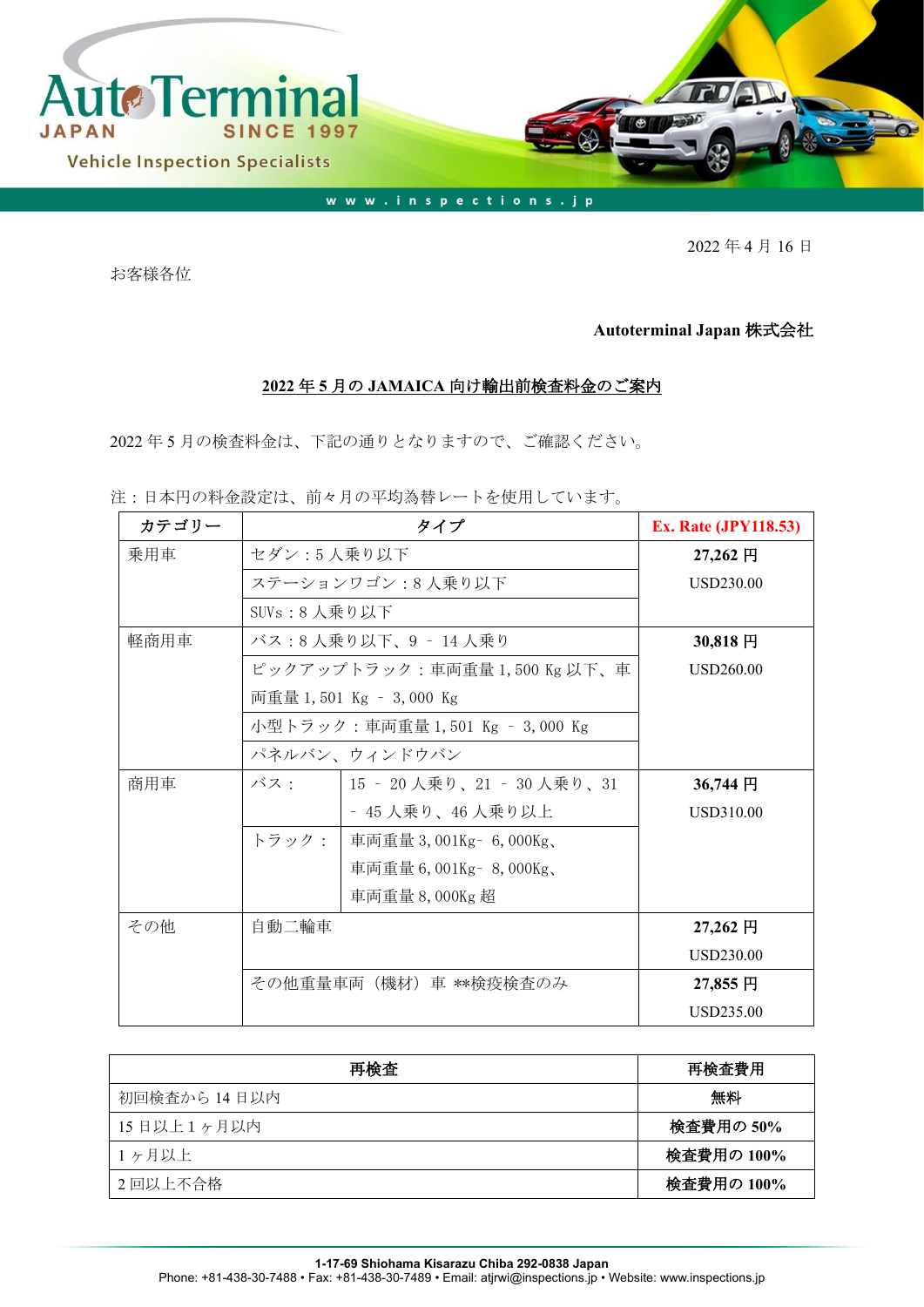AutoTerminal JAPAN SINCE 1997

Vehicle Inspection Specialists

www.inspections.jp

2022 年 4 月 16 日

お客様各位

**Autoterminal Japan 株式会社**

## 2022 年 5 月の JAMAICA 向け輸出前検査料金のご案内

2022 年 5 月の検査料金は、下記の通りとなりますので、ご確認ください。

注：日本円の料金設定は、前々月の平均為替レートを使用しています。

| カテゴリー | タイプ | | Ex. Rate (JPY118.53) |
|---|---|---|---|
| 乗用車 | セダン：5 人乗り以下 | | **27,262 円** USD230.00 |
| | ステーションワゴン：8 人乗り以下 | | |
| | SUVs：8 人乗り以下 | | |
| 軽商用車 | バス：8 人乗り以下、9 – 14 人乗り | | **30,818 円** USD260.00 |
| | ピックアップトラック：車両重量 1,500 Kg 以下、車両重量 1,501 Kg – 3,000 Kg | | |
| | 小型トラック：車両重量 1,501 Kg – 3,000 Kg | | |
| | パネルバン、ウィンドウバン | | |
| 商用車 | バス： | 15 – 20 人乗り、21 – 30 人乗り、31 – 45 人乗り、46 人乗り以上 | **36,744 円** USD310.00 |
| | トラック： | 車両重量 3,001Kg– 6,000Kg、車両重量 6,001Kg– 8,000Kg、車両重量 8,000Kg 超 | |
| その他 | 自動二輪車 | | **27,262 円** USD230.00 |
| | その他重量車両（機材）車 **検疫検査のみ | | **27,855 円** USD235.00 |

| 再検査 | 再検査費用 |
|---|---|
| 初回検査から 14 日以内 | **無料** |
| 15 日以上 1 ヶ月以内 | **検査費用の 50%** |
| 1 ヶ月以上 | **検査費用の 100%** |
| 2 回以上不合格 | **検査費用の 100%** |

**1-17-69 Shiohama Kisarazu Chiba 292-0838 Japan**
Phone: +81-438-30-7488 • Fax: +81-438-30-7489 • Email: atjrwi@inspections.jp • Website: www.inspections.jp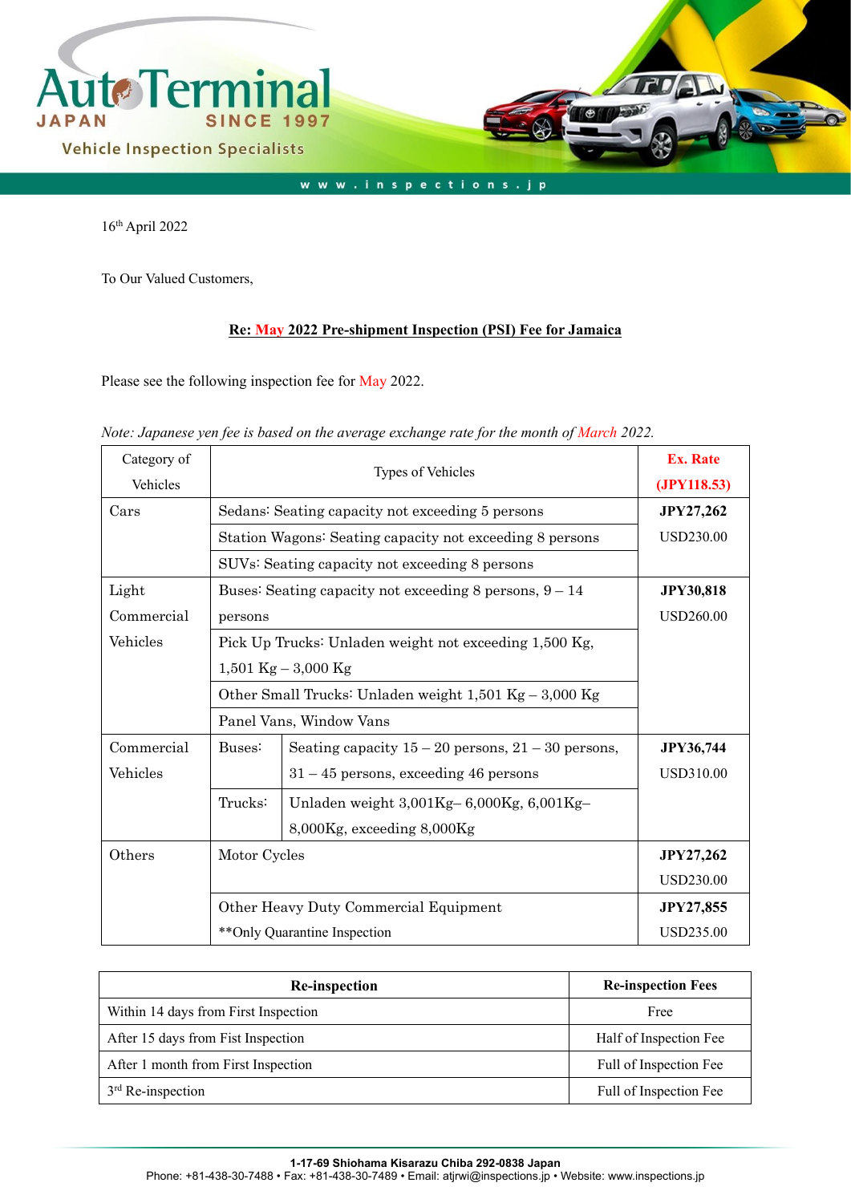# AutoTerminal JAPAN SINCE 1997

Vehicle Inspection Specialists

www.inspections.jp

16th April 2022

To Our Valued Customers,

**Re: May 2022 Pre-shipment Inspection (PSI) Fee for Jamaica**

Please see the following inspection fee for May 2022.

*Note: Japanese yen fee is based on the average exchange rate for the month of March 2022.*

| Category of Vehicles | Types of Vehicles | | Ex. Rate (JPY118.53) |
|---|---|---|---|
| Cars | Sedans: Seating capacity not exceeding 5 persons | | **JPY27,262** USD230.00 |
| | Station Wagons: Seating capacity not exceeding 8 persons | | |
| | SUVs: Seating capacity not exceeding 8 persons | | |
| Light Commercial Vehicles | Buses: Seating capacity not exceeding 8 persons, 9 – 14 persons | | **JPY30,818** USD260.00 |
| | Pick Up Trucks: Unladen weight not exceeding 1,500 Kg, 1,501 Kg – 3,000 Kg | | |
| | Other Small Trucks: Unladen weight 1,501 Kg – 3,000 Kg | | |
| | Panel Vans, Window Vans | | |
| Commercial Vehicles | Buses: | Seating capacity 15 – 20 persons, 21 – 30 persons, 31 – 45 persons, exceeding 46 persons | **JPY36,744** USD310.00 |
| | Trucks: | Unladen weight 3,001Kg– 6,000Kg, 6,001Kg– 8,000Kg, exceeding 8,000Kg | |
| Others | Motor Cycles | | **JPY27,262** USD230.00 |
| | Other Heavy Duty Commercial Equipment **Only Quarantine Inspection | | **JPY27,855** USD235.00 |

| **Re-inspection** | **Re-inspection Fees** |
|---|---|
| Within 14 days from First Inspection | Free |
| After 15 days from Fist Inspection | Half of Inspection Fee |
| After 1 month from First Inspection | Full of Inspection Fee |
| 3rd Re-inspection | Full of Inspection Fee |

**1-17-69 Shiohama Kisarazu Chiba 292-0838 Japan**
Phone: +81-438-30-7488 • Fax: +81-438-30-7489 • Email: atjrwi@inspections.jp • Website: www.inspections.jp